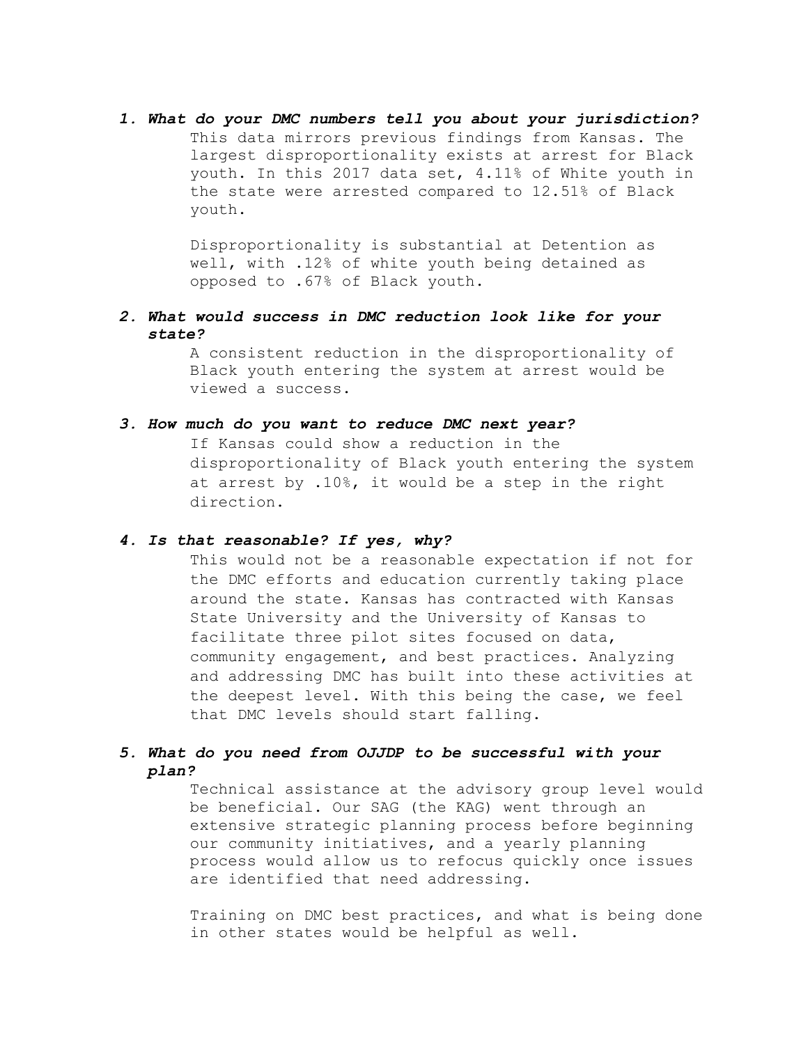1. ***What do your DMC numbers tell you about your jurisdiction?***

   This data mirrors previous findings from Kansas. The largest disproportionality exists at arrest for Black youth. In this 2017 data set, 4.11% of White youth in the state were arrested compared to 12.51% of Black youth.

   Disproportionality is substantial at Detention as well, with .12% of white youth being detained as opposed to .67% of Black youth.

2. ***What would success in DMC reduction look like for your state?***

   A consistent reduction in the disproportionality of Black youth entering the system at arrest would be viewed a success.

3. ***How much do you want to reduce DMC next year?***

   If Kansas could show a reduction in the disproportionality of Black youth entering the system at arrest by .10%, it would be a step in the right direction.

4. ***Is that reasonable? If yes, why?***

   This would not be a reasonable expectation if not for the DMC efforts and education currently taking place around the state. Kansas has contracted with Kansas State University and the University of Kansas to facilitate three pilot sites focused on data, community engagement, and best practices. Analyzing and addressing DMC has built into these activities at the deepest level. With this being the case, we feel that DMC levels should start falling.

5. ***What do you need from OJJDP to be successful with your plan?***

   Technical assistance at the advisory group level would be beneficial. Our SAG (the KAG) went through an extensive strategic planning process before beginning our community initiatives, and a yearly planning process would allow us to refocus quickly once issues are identified that need addressing.

   Training on DMC best practices, and what is being done in other states would be helpful as well.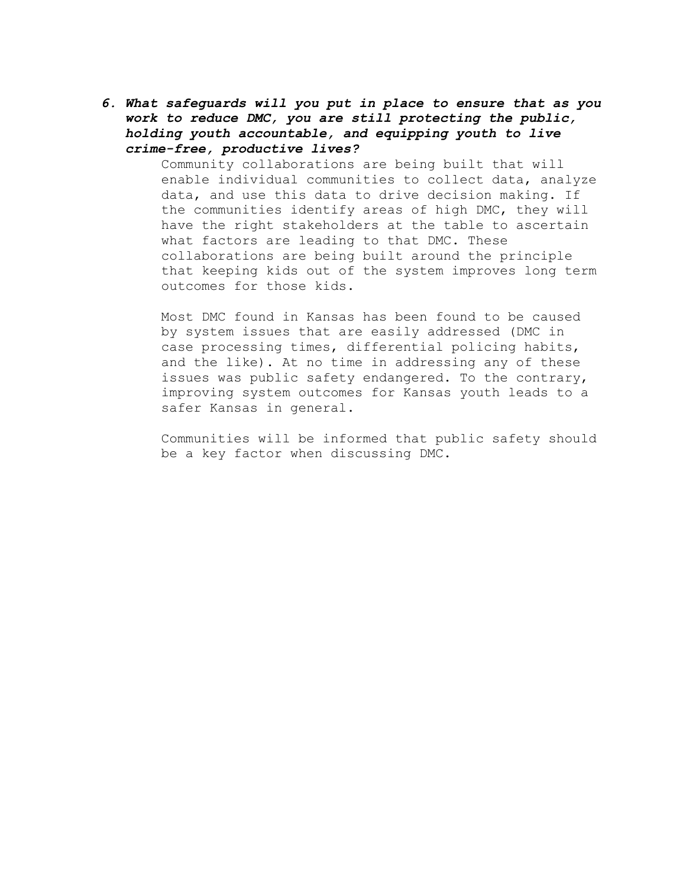6. ***What safeguards will you put in place to ensure that as you work to reduce DMC, you are still protecting the public, holding youth accountable, and equipping youth to live crime-free, productive lives?***

   Community collaborations are being built that will enable individual communities to collect data, analyze data, and use this data to drive decision making. If the communities identify areas of high DMC, they will have the right stakeholders at the table to ascertain what factors are leading to that DMC. These collaborations are being built around the principle that keeping kids out of the system improves long term outcomes for those kids.

   Most DMC found in Kansas has been found to be caused by system issues that are easily addressed (DMC in case processing times, differential policing habits, and the like). At no time in addressing any of these issues was public safety endangered. To the contrary, improving system outcomes for Kansas youth leads to a safer Kansas in general.

   Communities will be informed that public safety should be a key factor when discussing DMC.